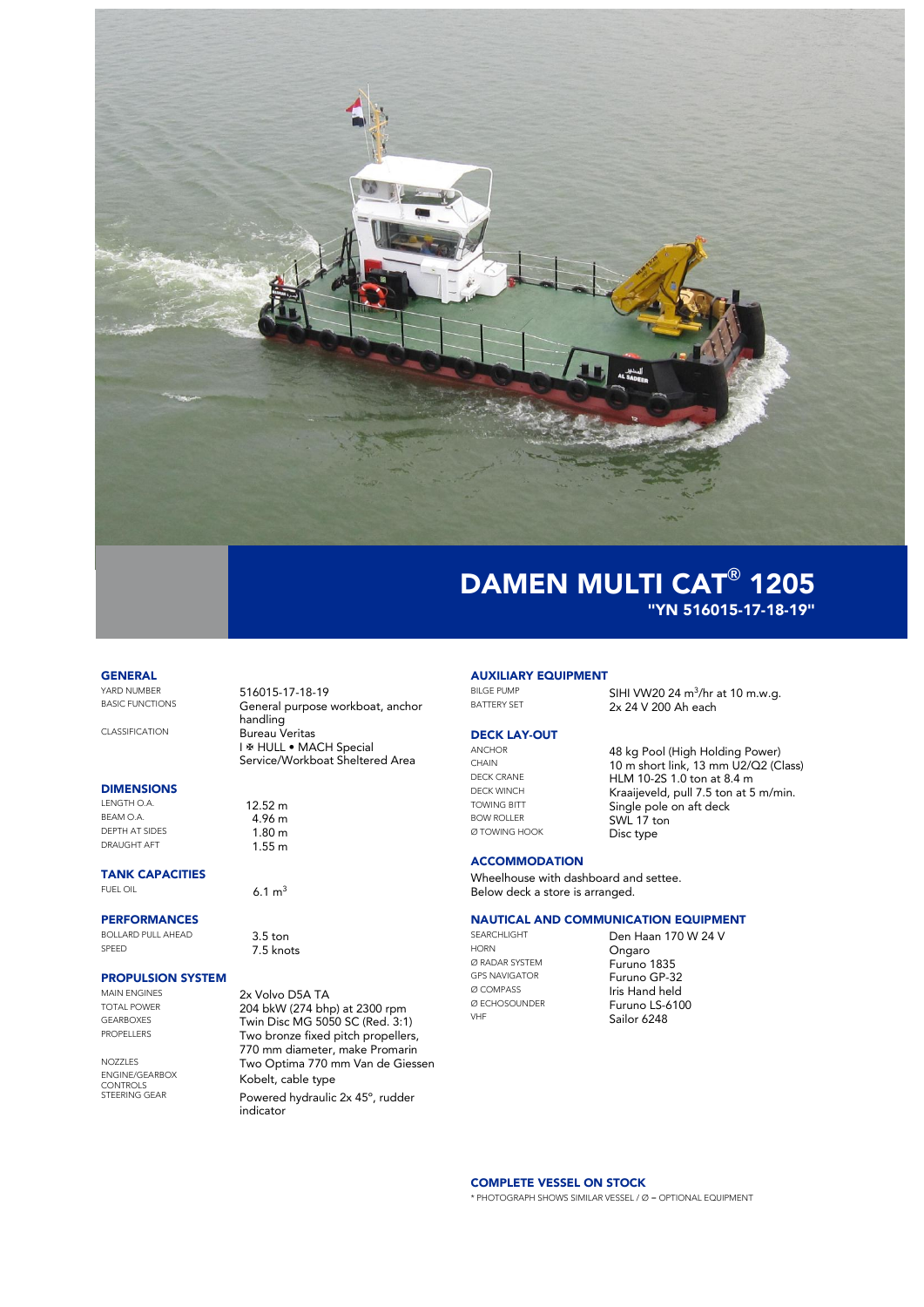# DAMEN MULTI CAT® 1205

## "YN 516015-17-18-19"

### GENERAL

| | |
|---|---|
| YARD NUMBER | 516015-17-18-19 |
| BASIC FUNCTIONS | General purpose workboat, anchor handling |
| CLASSIFICATION | Bureau Veritas<br>I ✠ HULL • MACH Special Service/Workboat Sheltered Area |

### DIMENSIONS

| | |
|---|---|
| LENGTH O.A. | 12.52 m |
| BEAM O.A. | 4.96 m |
| DEPTH AT SIDES | 1.80 m |
| DRAUGHT AFT | 1.55 m |

### TANK CAPACITIES

| | |
|---|---|
| FUEL OIL | 6.1 $m^3$ |

### PERFORMANCES

| | |
|---|---|
| BOLLARD PULL AHEAD | 3.5 ton |
| SPEED | 7.5 knots |

### PROPULSION SYSTEM

| | |
|---|---|
| MAIN ENGINES | 2x Volvo D5A TA |
| TOTAL POWER | 204 bkW (274 bhp) at 2300 rpm |
| GEARBOXES | Twin Disc MG 5050 SC (Red. 3:1) |
| PROPELLERS | Two bronze fixed pitch propellers, 770 mm diameter, make Promarin |
| NOZZLES | Two Optima 770 mm Van de Giessen |
| ENGINE/GEARBOX CONTROLS | Kobelt, cable type |
| STEERING GEAR | Powered hydraulic 2x 45°, rudder indicator |

### AUXILIARY EQUIPMENT

| | |
|---|---|
| BILGE PUMP | SIHI VW20 24 $m^3$/hr at 10 m.w.g. |
| BATTERY SET | 2x 24 V 200 Ah each |

### DECK LAY-OUT

| | |
|---|---|
| ANCHOR | 48 kg Pool (High Holding Power) |
| CHAIN | 10 m short link, 13 mm U2/Q2 (Class) |
| DECK CRANE | HLM 10-2S 1.0 ton at 8.4 m |
| DECK WINCH | Kraaijeveld, pull 7.5 ton at 5 m/min. |
| TOWING BITT | Single pole on aft deck |
| BOW ROLLER | SWL 17 ton |
| Ø TOWING HOOK | Disc type |

### ACCOMMODATION

Wheelhouse with dashboard and settee.
Below deck a store is arranged.

### NAUTICAL AND COMMUNICATION EQUIPMENT

| | |
|---|---|
| SEARCHLIGHT | Den Haan 170 W 24 V |
| HORN | Ongaro |
| Ø RADAR SYSTEM | Furuno 1835 |
| GPS NAVIGATOR | Furuno GP-32 |
| Ø COMPASS | Iris Hand held |
| Ø ECHOSOUNDER | Furuno LS-6100 |
| VHF | Sailor 6248 |

### COMPLETE VESSEL ON STOCK

* PHOTOGRAPH SHOWS SIMILAR VESSEL / Ø = OPTIONAL EQUIPMENT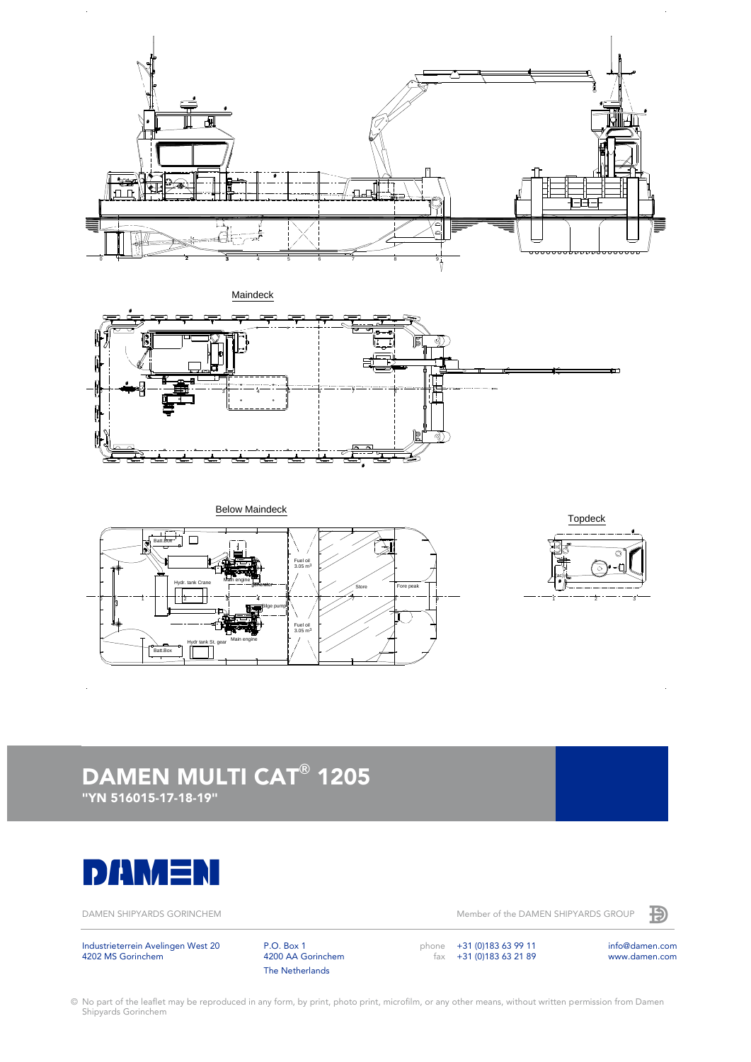Maindeck

Below Maindeck

Topdeck

# DAMEN MULTI CAT® 1205

**"YN 516015-17-18-19"**

DAMEN SHIPYARDS GORINCHEM

Member of the DAMEN SHIPYARDS GROUP

Industrieterrein Avelingen West 20
4202 MS Gorinchem

P.O. Box 1
4200 AA Gorinchem
The Netherlands

phone +31 (0)183 63 99 11
fax +31 (0)183 63 21 89

info@damen.com
www.damen.com

© No part of the leaflet may be reproduced in any form, by print, photo print, microfilm, or any other means, without written permission from Damen Shipyards Gorinchem